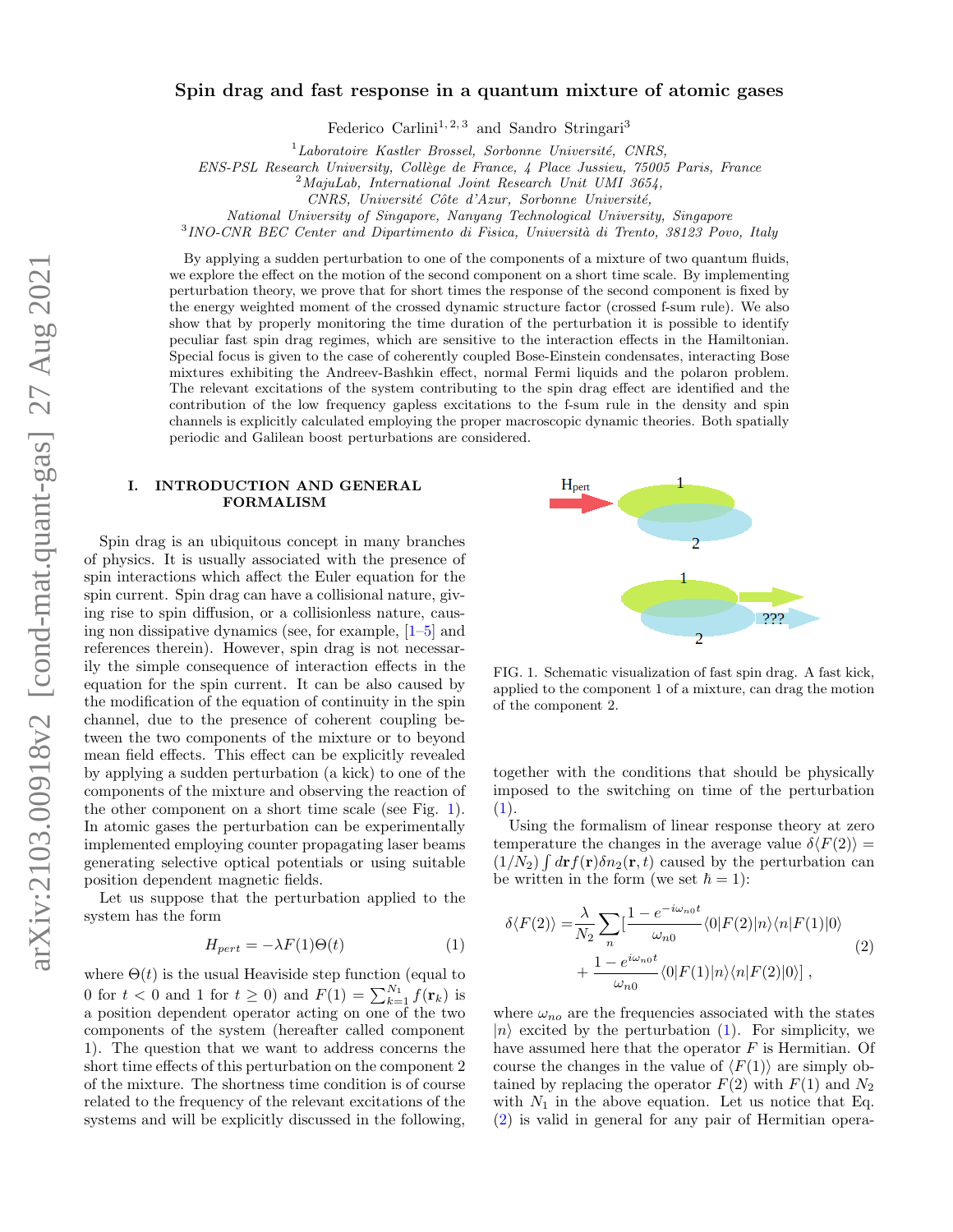# Spin drag and fast response in a quantum mixture of atomic gases

Federico Carlini[1,2,3] and Sandro Stringari[3]

[1] *Laboratoire Kastler Brossel, Sorbonne Université, CNRS, ENS-PSL Research University, Collège de France, 4 Place Jussieu, 75005 Paris, France*
[2] *MajuLab, International Joint Research Unit UMI 3654, CNRS, Université Côte d'Azur, Sorbonne Université, National University of Singapore, Nanyang Technological University, Singapore*
[3] *INO-CNR BEC Center and Dipartimento di Fisica, Università di Trento, 38123 Povo, Italy*

By applying a sudden perturbation to one of the components of a mixture of two quantum fluids, we explore the effect on the motion of the second component on a short time scale. By implementing perturbation theory, we prove that for short times the response of the second component is fixed by the energy weighted moment of the crossed dynamic structure factor (crossed f-sum rule). We also show that by properly monitoring the time duration of the perturbation it is possible to identify peculiar fast spin drag regimes, which are sensitive to the interaction effects in the Hamiltonian. Special focus is given to the case of coherently coupled Bose-Einstein condensates, interacting Bose mixtures exhibiting the Andreev-Bashkin effect, normal Fermi liquids and the polaron problem. The relevant excitations of the system contributing to the spin drag effect are identified and the contribution of the low frequency gapless excitations to the f-sum rule in the density and spin channels is explicitly calculated employing the proper macroscopic dynamic theories. Both spatially periodic and Galilean boost perturbations are considered.

## I. INTRODUCTION AND GENERAL FORMALISM

Spin drag is an ubiquitous concept in many branches of physics. It is usually associated with the presence of spin interactions which affect the Euler equation for the spin current. Spin drag can have a collisional nature, giving rise to spin diffusion, or a collisionless nature, causing non dissipative dynamics (see, for example, [1–5] and references therein). However, spin drag is not necessarily the simple consequence of interaction effects in the equation for the spin current. It can be also caused by the modification of the equation of continuity in the spin channel, due to the presence of coherent coupling between the two components of the mixture or to beyond mean field effects. This effect can be explicitly revealed by applying a sudden perturbation (a kick) to one of the components of the mixture and observing the reaction of the other component on a short time scale (see Fig. 1). In atomic gases the perturbation can be experimentally implemented employing counter propagating laser beams generating selective optical potentials or using suitable position dependent magnetic fields.

FIG. 1. Schematic visualization of fast spin drag. A fast kick, applied to the component 1 of a mixture, can drag the motion of the component 2.

Let us suppose that the perturbation applied to the system has the form

$$H_{pert} = -\lambda F(1)\Theta(t) \tag{1}$$

where $\Theta(t)$ is the usual Heaviside step function (equal to 0 for $t < 0$ and 1 for $t \geq 0$) and $F(1) = \sum_{k=1}^{N_1} f(\mathbf{r}_k)$ is a position dependent operator acting on one of the two components of the system (hereafter called component 1). The question that we want to address concerns the short time effects of this perturbation on the component 2 of the mixture. The shortness time condition is of course related to the frequency of the relevant excitations of the systems and will be explicitly discussed in the following, together with the conditions that should be physically imposed to the switching on time of the perturbation (1).

Using the formalism of linear response theory at zero temperature the changes in the average value $\delta\langle F(2)\rangle = (1/N_2)\int d\mathbf{r} f(\mathbf{r})\delta n_2(\mathbf{r},t)$ caused by the perturbation can be written in the form (we set $\hbar = 1$):

$$\begin{aligned}\delta\langle F(2)\rangle =& \frac{\lambda}{N_2}\sum_n\Big[\frac{1-e^{-i\omega_{n0}t}}{\omega_{n0}}\langle 0|F(2)|n\rangle\langle n|F(1)|0\rangle \\ &+ \frac{1-e^{i\omega_{n0}t}}{\omega_{n0}}\langle 0|F(1)|n\rangle\langle n|F(2)|0\rangle\Big]\,,\end{aligned} \tag{2}$$

where $\omega_{no}$ are the frequencies associated with the states $|n\rangle$ excited by the perturbation (1). For simplicity, we have assumed here that the operator $F$ is Hermitian. Of course the changes in the value of $\langle F(1)\rangle$ are simply obtained by replacing the operator $F(2)$ with $F(1)$ and $N_2$ with $N_1$ in the above equation. Let us notice that Eq. (2) is valid in general for any pair of Hermitian opera-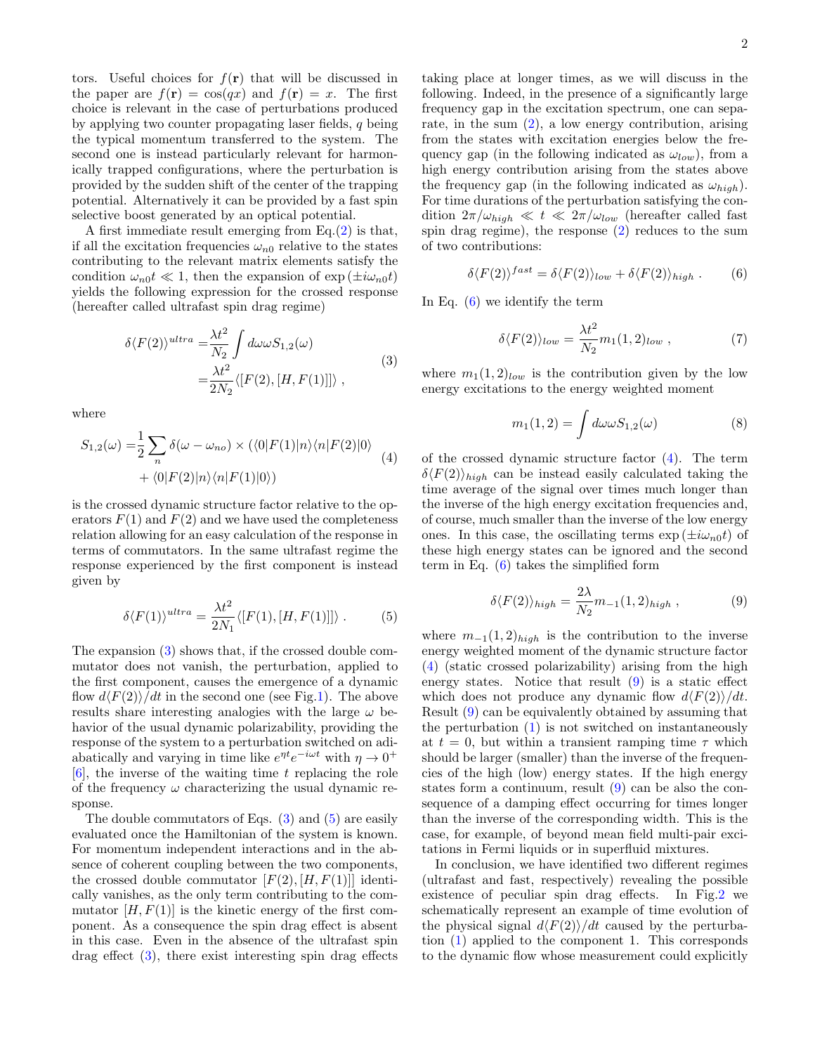tors. Useful choices for $f(\mathbf{r})$ that will be discussed in the paper are $f(\mathbf{r}) = \cos(qx)$ and $f(\mathbf{r}) = x$. The first choice is relevant in the case of perturbations produced by applying two counter propagating laser fields, $q$ being the typical momentum transferred to the system. The second one is instead particularly relevant for harmonically trapped configurations, where the perturbation is provided by the sudden shift of the center of the trapping potential. Alternatively it can be provided by a fast spin selective boost generated by an optical potential.

A first immediate result emerging from Eq.(2) is that, if all the excitation frequencies $\omega_{n0}$ relative to the states contributing to the relevant matrix elements satisfy the condition $\omega_{n0}t \ll 1$, then the expansion of $\exp(\pm i\omega_{n0}t)$ yields the following expression for the crossed response (hereafter called ultrafast spin drag regime)

$$
\begin{aligned}
\delta\langle F(2)\rangle^{ultra} =& \frac{\lambda t^2}{N_2}\int d\omega\omega S_{1,2}(\omega) \\
=& \frac{\lambda t^2}{2N_2}\langle[F(2),[H,F(1)]]\rangle \ ,
\end{aligned}
\tag{3}
$$

where

$$
\begin{aligned}
S_{1,2}(\omega) =& \frac{1}{2}\sum_n \delta(\omega-\omega_{no}) \times (\langle 0|F(1)|n\rangle\langle n|F(2)|0\rangle \\
&+ \langle 0|F(2)|n\rangle\langle n|F(1)|0\rangle)
\end{aligned}
\tag{4}
$$

is the crossed dynamic structure factor relative to the operators $F(1)$ and $F(2)$ and we have used the completeness relation allowing for an easy calculation of the response in terms of commutators. In the same ultrafast regime the response experienced by the first component is instead given by

$$
\delta\langle F(1)\rangle^{ultra} = \frac{\lambda t^2}{2N_1}\langle[F(1),[H,F(1)]]\rangle \ . \tag{5}
$$

The expansion (3) shows that, if the crossed double commutator does not vanish, the perturbation, applied to the first component, causes the emergence of a dynamic flow $d\langle F(2)\rangle/dt$ in the second one (see Fig.1). The above results share interesting analogies with the large $\omega$ behavior of the usual dynamic polarizability, providing the response of the system to a perturbation switched on adiabatically and varying in time like $e^{\eta t}e^{-i\omega t}$ with $\eta \to 0^+$ [6], the inverse of the waiting time $t$ replacing the role of the frequency $\omega$ characterizing the usual dynamic response.

The double commutators of Eqs. (3) and (5) are easily evaluated once the Hamiltonian of the system is known. For momentum independent interactions and in the absence of coherent coupling between the two components, the crossed double commutator $[F(2),[H,F(1)]]$ identically vanishes, as the only term contributing to the commutator $[H,F(1)]$ is the kinetic energy of the first component. As a consequence the spin drag effect is absent in this case. Even in the absence of the ultrafast spin drag effect (3), there exist interesting spin drag effects taking place at longer times, as we will discuss in the following. Indeed, in the presence of a significantly large frequency gap in the excitation spectrum, one can separate, in the sum (2), a low energy contribution, arising from the states with excitation energies below the frequency gap (in the following indicated as $\omega_{low}$), from a high energy contribution arising from the states above the frequency gap (in the following indicated as $\omega_{high}$). For time durations of the perturbation satisfying the condition $2\pi/\omega_{high} \ll t \ll 2\pi/\omega_{low}$ (hereafter called fast spin drag regime), the response (2) reduces to the sum of two contributions:

$$
\delta\langle F(2)\rangle^{fast} = \delta\langle F(2)\rangle_{low} + \delta\langle F(2)\rangle_{high} \ . \tag{6}
$$

In Eq. (6) we identify the term

$$
\delta\langle F(2)\rangle_{low} = \frac{\lambda t^2}{N_2}m_1(1,2)_{low} \ , \tag{7}
$$

where $m_1(1,2)_{low}$ is the contribution given by the low energy excitations to the energy weighted moment

$$
m_1(1,2) = \int d\omega\omega S_{1,2}(\omega) \tag{8}
$$

of the crossed dynamic structure factor (4). The term $\delta\langle F(2)\rangle_{high}$ can be instead easily calculated taking the time average of the signal over times much longer than the inverse of the high energy excitation frequencies and, of course, much smaller than the inverse of the low energy ones. In this case, the oscillating terms $\exp(\pm i\omega_{n0}t)$ of these high energy states can be ignored and the second term in Eq. (6) takes the simplified form

$$
\delta\langle F(2)\rangle_{high} = \frac{2\lambda}{N_2}m_{-1}(1,2)_{high} \ , \tag{9}
$$

where $m_{-1}(1,2)_{high}$ is the contribution to the inverse energy weighted moment of the dynamic structure factor (4) (static crossed polarizability) arising from the high energy states. Notice that result (9) is a static effect which does not produce any dynamic flow $d\langle F(2)\rangle/dt$. Result (9) can be equivalently obtained by assuming that the perturbation (1) is not switched on instantaneously at $t = 0$, but within a transient ramping time $\tau$ which should be larger (smaller) than the inverse of the frequencies of the high (low) energy states. If the high energy states form a continuum, result (9) can be also the consequence of a damping effect occurring for times longer than the inverse of the corresponding width. This is the case, for example, of beyond mean field multi-pair excitations in Fermi liquids or in superfluid mixtures.

In conclusion, we have identified two different regimes (ultrafast and fast, respectively) revealing the possible existence of peculiar spin drag effects. In Fig.2 we schematically represent an example of time evolution of the physical signal $d\langle F(2)\rangle/dt$ caused by the perturbation (1) applied to the component 1. This corresponds to the dynamic flow whose measurement could explicitly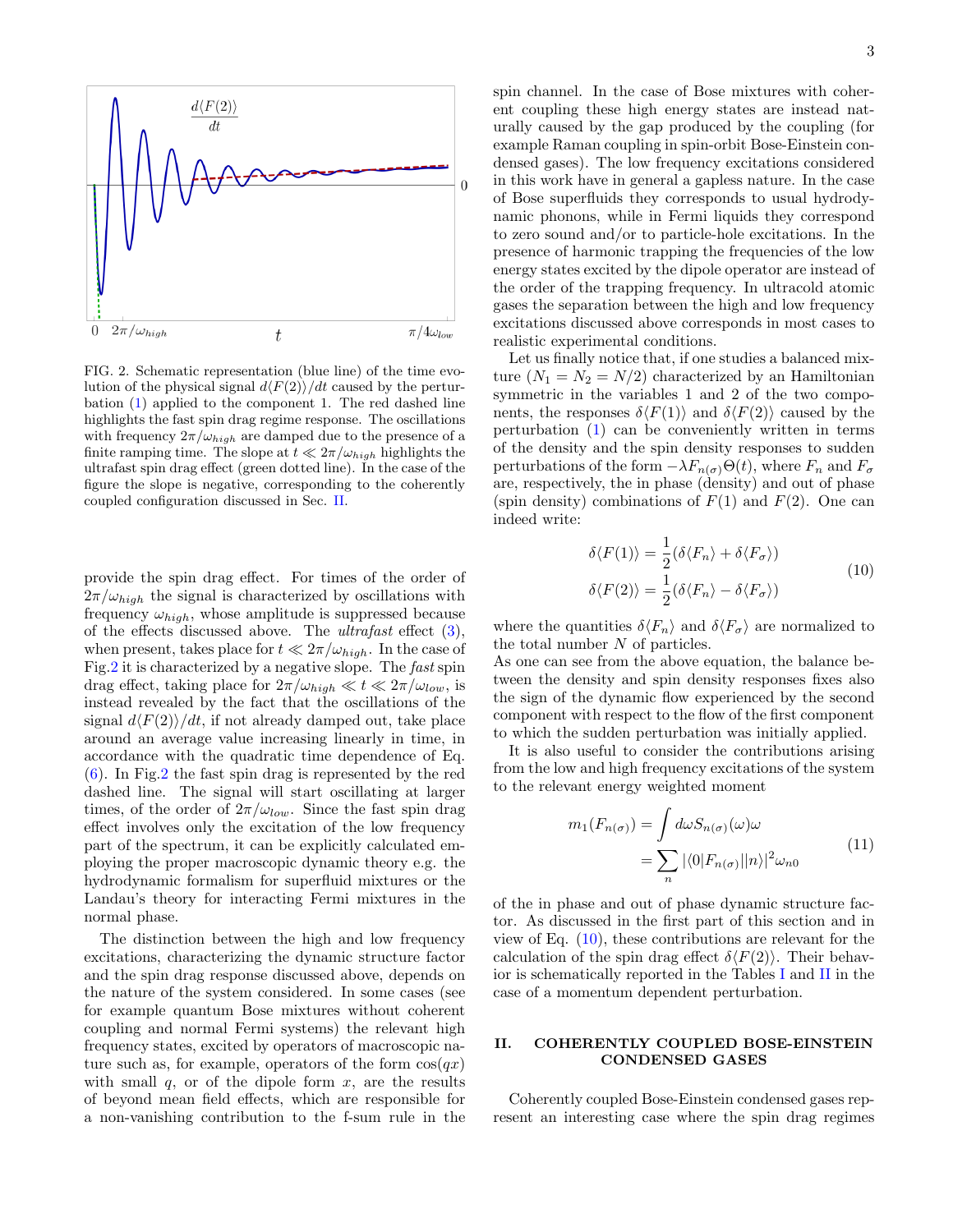FIG. 2. Schematic representation (blue line) of the time evolution of the physical signal $d\langle F(2)\rangle/dt$ caused by the perturbation (1) applied to the component 1. The red dashed line highlights the fast spin drag regime response. The oscillations with frequency $2\pi/\omega_{high}$ are damped due to the presence of a finite ramping time. The slope at $t \ll 2\pi/\omega_{high}$ highlights the ultrafast spin drag effect (green dotted line). In the case of the figure the slope is negative, corresponding to the coherently coupled configuration discussed in Sec. II.

provide the spin drag effect. For times of the order of $2\pi/\omega_{high}$ the signal is characterized by oscillations with frequency $\omega_{high}$, whose amplitude is suppressed because of the effects discussed above. The *ultrafast* effect (3), when present, takes place for $t \ll 2\pi/\omega_{high}$. In the case of Fig.2 it is characterized by a negative slope. The *fast* spin drag effect, taking place for $2\pi/\omega_{high} \ll t \ll 2\pi/\omega_{low}$, is instead revealed by the fact that the oscillations of the signal $d\langle F(2)\rangle/dt$, if not already damped out, take place around an average value increasing linearly in time, in accordance with the quadratic time dependence of Eq. (6). In Fig.2 the fast spin drag is represented by the red dashed line. The signal will start oscillating at larger times, of the order of $2\pi/\omega_{low}$. Since the fast spin drag effect involves only the excitation of the low frequency part of the spectrum, it can be explicitly calculated employing the proper macroscopic dynamic theory e.g. the hydrodynamic formalism for superfluid mixtures or the Landau's theory for interacting Fermi mixtures in the normal phase.

The distinction between the high and low frequency excitations, characterizing the dynamic structure factor and the spin drag response discussed above, depends on the nature of the system considered. In some cases (see for example quantum Bose mixtures without coherent coupling and normal Fermi systems) the relevant high frequency states, excited by operators of macroscopic nature such as, for example, operators of the form $\cos(qx)$ with small $q$, or of the dipole form $x$, are the results of beyond mean field effects, which are responsible for a non-vanishing contribution to the f-sum rule in the spin channel. In the case of Bose mixtures with coherent coupling these high energy states are instead naturally caused by the gap produced by the coupling (for example Raman coupling in spin-orbit Bose-Einstein condensed gases). The low frequency excitations considered in this work have in general a gapless nature. In the case of Bose superfluids they corresponds to usual hydrodynamic phonons, while in Fermi liquids they correspond to zero sound and/or to particle-hole excitations. In the presence of harmonic trapping the frequencies of the low energy states excited by the dipole operator are instead of the order of the trapping frequency. In ultracold atomic gases the separation between the high and low frequency excitations discussed above corresponds in most cases to realistic experimental conditions.

Let us finally notice that, if one studies a balanced mixture ($N_1 = N_2 = N/2$) characterized by an Hamiltonian symmetric in the variables 1 and 2 of the two components, the responses $\delta\langle F(1)\rangle$ and $\delta\langle F(2)\rangle$ caused by the perturbation (1) can be conveniently written in terms of the density and the spin density responses to sudden perturbations of the form $-\lambda F_{n(\sigma)}\Theta(t)$, where $F_n$ and $F_\sigma$ are, respectively, the in phase (density) and out of phase (spin density) combinations of $F(1)$ and $F(2)$. One can indeed write:

$$
\begin{aligned}
\delta\langle F(1)\rangle &= \frac{1}{2}(\delta\langle F_n\rangle + \delta\langle F_\sigma\rangle) \\
\delta\langle F(2)\rangle &= \frac{1}{2}(\delta\langle F_n\rangle - \delta\langle F_\sigma\rangle)
\end{aligned}
\tag{10}
$$

where the quantities $\delta\langle F_n\rangle$ and $\delta\langle F_\sigma\rangle$ are normalized to the total number $N$ of particles.

As one can see from the above equation, the balance between the density and spin density responses fixes also the sign of the dynamic flow experienced by the second component with respect to the flow of the first component to which the sudden perturbation was initially applied.

It is also useful to consider the contributions arising from the low and high frequency excitations of the system to the relevant energy weighted moment

$$
\begin{aligned}
m_1(F_{n(\sigma)}) &= \int d\omega S_{n(\sigma)}(\omega)\omega \\
&= \sum_n |\langle 0|F_{n(\sigma)}||n\rangle|^2\omega_{n0}
\end{aligned}
\tag{11}
$$

of the in phase and out of phase dynamic structure factor. As discussed in the first part of this section and in view of Eq. (10), these contributions are relevant for the calculation of the spin drag effect $\delta\langle F(2)\rangle$. Their behavior is schematically reported in the Tables I and II in the case of a momentum dependent perturbation.

## II. COHERENTLY COUPLED BOSE-EINSTEIN CONDENSED GASES

Coherently coupled Bose-Einstein condensed gases represent an interesting case where the spin drag regimes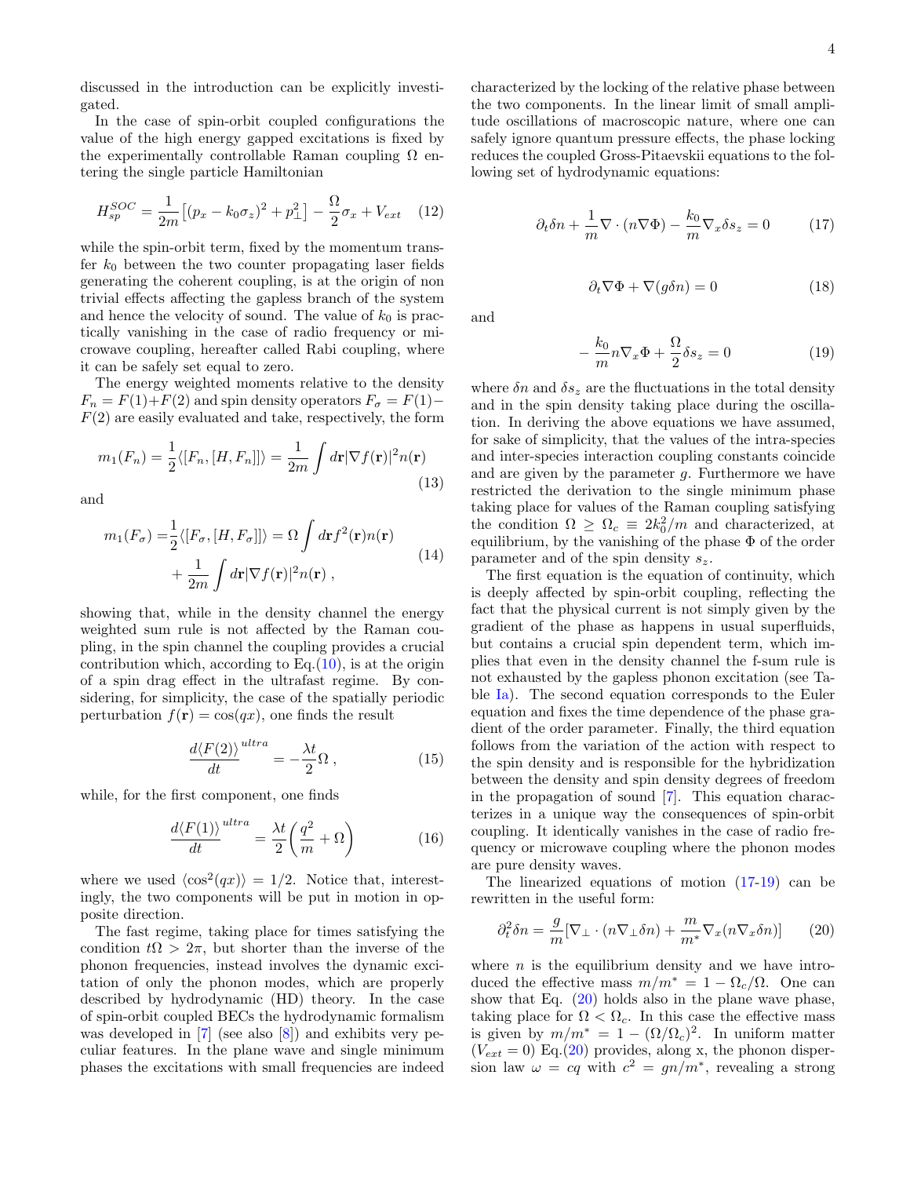discussed in the introduction can be explicitly investigated.

In the case of spin-orbit coupled configurations the value of the high energy gapped excitations is fixed by the experimentally controllable Raman coupling $\Omega$ entering the single particle Hamiltonian

$$H_{sp}^{SOC} = \frac{1}{2m}\left[(p_x - k_0\sigma_z)^2 + p_\perp^2\right] - \frac{\Omega}{2}\sigma_x + V_{ext} \quad (12)$$

while the spin-orbit term, fixed by the momentum transfer $k_0$ between the two counter propagating laser fields generating the coherent coupling, is at the origin of non trivial effects affecting the gapless branch of the system and hence the velocity of sound. The value of $k_0$ is practically vanishing in the case of radio frequency or microwave coupling, hereafter called Rabi coupling, where it can be safely set equal to zero.

The energy weighted moments relative to the density $F_n = F(1)+F(2)$ and spin density operators $F_\sigma = F(1)-F(2)$ are easily evaluated and take, respectively, the form

$$m_1(F_n) = \frac{1}{2}\langle[F_n, [H, F_n]]\rangle = \frac{1}{2m}\int d\mathbf{r}|\nabla f(\mathbf{r})|^2 n(\mathbf{r}) \quad (13)$$

and

$$m_1(F_\sigma) = \frac{1}{2}\langle[F_\sigma, [H, F_\sigma]]\rangle = \Omega\int d\mathbf{r} f^2(\mathbf{r})n(\mathbf{r}) + \frac{1}{2m}\int d\mathbf{r}|\nabla f(\mathbf{r})|^2 n(\mathbf{r}) \, , \quad (14)$$

showing that, while in the density channel the energy weighted sum rule is not affected by the Raman coupling, in the spin channel the coupling provides a crucial contribution which, according to Eq.(10), is at the origin of a spin drag effect in the ultrafast regime. By considering, for simplicity, the case of the spatially periodic perturbation $f(\mathbf{r}) = \cos(qx)$, one finds the result

$$\frac{d\langle F(2)\rangle}{dt}^{ultra} = -\frac{\lambda t}{2}\Omega \, , \quad (15)$$

while, for the first component, one finds

$$\frac{d\langle F(1)\rangle}{dt}^{ultra} = \frac{\lambda t}{2}\left(\frac{q^2}{m} + \Omega\right) \quad (16)$$

where we used $\langle\cos^2(qx)\rangle = 1/2$. Notice that, interestingly, the two components will be put in motion in opposite direction.

The fast regime, taking place for times satisfying the condition $t\Omega > 2\pi$, but shorter than the inverse of the phonon frequencies, instead involves the dynamic excitation of only the phonon modes, which are properly described by hydrodynamic (HD) theory. In the case of spin-orbit coupled BECs the hydrodynamic formalism was developed in [7] (see also [8]) and exhibits very peculiar features. In the plane wave and single minimum phases the excitations with small frequencies are indeed characterized by the locking of the relative phase between the two components. In the linear limit of small amplitude oscillations of macroscopic nature, where one can safely ignore quantum pressure effects, the phase locking reduces the coupled Gross-Pitaevskii equations to the following set of hydrodynamic equations:

$$\partial_t \delta n + \frac{1}{m}\nabla\cdot(n\nabla\Phi) - \frac{k_0}{m}\nabla_x \delta s_z = 0 \quad (17)$$

$$\partial_t \nabla\Phi + \nabla(g\delta n) = 0 \quad (18)$$

and

$$-\frac{k_0}{m}n\nabla_x\Phi + \frac{\Omega}{2}\delta s_z = 0 \quad (19)$$

where $\delta n$ and $\delta s_z$ are the fluctuations in the total density and in the spin density taking place during the oscillation. In deriving the above equations we have assumed, for sake of simplicity, that the values of the intra-species and inter-species interaction coupling constants coincide and are given by the parameter $g$. Furthermore we have restricted the derivation to the single minimum phase taking place for values of the Raman coupling satisfying the condition $\Omega \geq \Omega_c \equiv 2k_0^2/m$ and characterized, at equilibrium, by the vanishing of the phase $\Phi$ of the order parameter and of the spin density $s_z$.

The first equation is the equation of continuity, which is deeply affected by spin-orbit coupling, reflecting the fact that the physical current is not simply given by the gradient of the phase as happens in usual superfluids, but contains a crucial spin dependent term, which implies that even in the density channel the f-sum rule is not exhausted by the gapless phonon excitation (see Table Ia). The second equation corresponds to the Euler equation and fixes the time dependence of the phase gradient of the order parameter. Finally, the third equation follows from the variation of the action with respect to the spin density and is responsible for the hybridization between the density and spin density degrees of freedom in the propagation of sound [7]. This equation characterizes in a unique way the consequences of spin-orbit coupling. It identically vanishes in the case of radio frequency or microwave coupling where the phonon modes are pure density waves.

The linearized equations of motion (17-19) can be rewritten in the useful form:

$$\partial_t^2 \delta n = \frac{g}{m}[\nabla_\perp\cdot(n\nabla_\perp\delta n) + \frac{m}{m^*}\nabla_x(n\nabla_x\delta n)] \quad (20)$$

where $n$ is the equilibrium density and we have introduced the effective mass $m/m^* = 1 - \Omega_c/\Omega$. One can show that Eq. (20) holds also in the plane wave phase, taking place for $\Omega < \Omega_c$. In this case the effective mass is given by $m/m^* = 1 - (\Omega/\Omega_c)^2$. In uniform matter ($V_{ext} = 0$) Eq.(20) provides, along x, the phonon dispersion law $\omega = cq$ with $c^2 = gn/m^*$, revealing a strong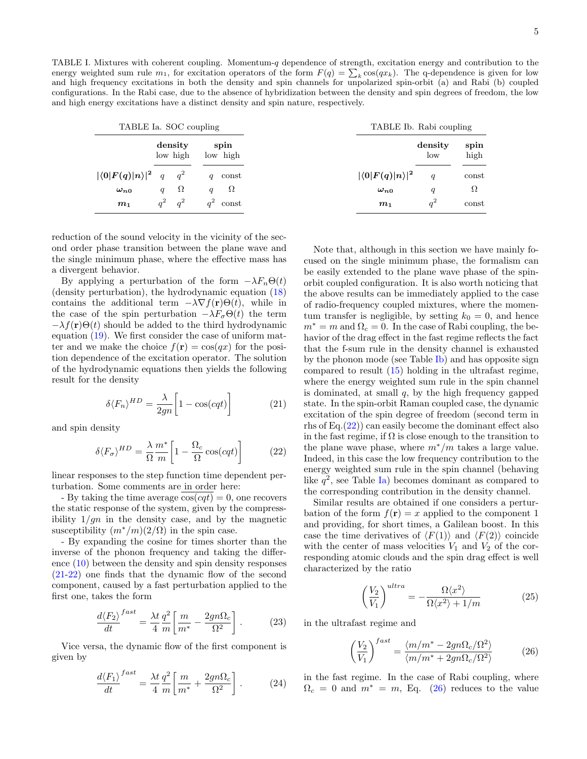TABLE I. Mixtures with coherent coupling. Momentum-$q$ dependence of strength, excitation energy and contribution to the energy weighted sum rule $m_1$, for excitation operators of the form $F(q) = \sum_k \cos(qx_k)$. The q-dependence is given for low and high frequency excitations in both the density and spin channels for unpolarized spin-orbit (a) and Rabi (b) coupled configurations. In the Rabi case, due to the absence of hybridization between the density and spin degrees of freedom, the low and high energy excitations have a distinct density and spin nature, respectively.

TABLE Ia. SOC coupling

| | density | | spin | |
|---|---|---|---|---|
| | low | high | low | high |
| $\|\langle 0\|F(q)\|n\rangle\|^2$ | $q$ | $q^2$ | $q$ | const |
| $\omega_{n0}$ | $q$ | $\Omega$ | $q$ | $\Omega$ |
| $m_1$ | $q^2$ | $q^2$ | $q^2$ | const |

TABLE Ib. Rabi coupling

| | density | spin |
|---|---|---|
| | low | high |
| $\|\langle 0\|F(q)\|n\rangle\|^2$ | $q$ | const |
| $\omega_{n0}$ | $q$ | $\Omega$ |
| $m_1$ | $q^2$ | const |

reduction of the sound velocity in the vicinity of the second order phase transition between the plane wave and the single minimum phase, where the effective mass has a divergent behavior.

By applying a perturbation of the form $-\lambda F_n \Theta(t)$ (density perturbation), the hydrodynamic equation (18) contains the additional term $-\lambda \nabla f(\mathbf{r})\Theta(t)$, while in the case of the spin perturbation $-\lambda F_\sigma \Theta(t)$ the term $-\lambda f(\mathbf{r})\Theta(t)$ should be added to the third hydrodynamic equation (19). We first consider the case of uniform matter and we make the choice $f(\mathbf{r}) = \cos(qx)$ for the position dependence of the excitation operator. The solution of the hydrodynamic equations then yields the following result for the density

$$\delta\langle F_n\rangle^{HD} = \frac{\lambda}{2gn}\left[1 - \cos(cqt)\right] \tag{21}$$

and spin density

$$\delta\langle F_\sigma\rangle^{HD} = \frac{\lambda}{\Omega}\frac{m^*}{m}\left[1 - \frac{\Omega_c}{\Omega}\cos(cqt)\right] \tag{22}$$

linear responses to the step function time dependent perturbation. Some comments are in order here:

- By taking the time average $\overline{\cos(cqt)} = 0$, one recovers the static response of the system, given by the compressibility $1/gn$ in the density case, and by the magnetic susceptibility $(m^*/m)(2/\Omega)$ in the spin case.

- By expanding the cosine for times shorter than the inverse of the phonon frequency and taking the difference (10) between the density and spin density responses (21-22) one finds that the dynamic flow of the second component, caused by a fast perturbation applied to the first one, takes the form

$$\left(\frac{d\langle F_2\rangle}{dt}\right)^{fast} = \frac{\lambda t}{4}\frac{q^2}{m}\left[\frac{m}{m^*} - \frac{2gn\Omega_c}{\Omega^2}\right]. \tag{23}$$

Vice versa, the dynamic flow of the first component is given by

$$\left(\frac{d\langle F_1\rangle}{dt}\right)^{fast} = \frac{\lambda t}{4}\frac{q^2}{m}\left[\frac{m}{m^*} + \frac{2gn\Omega_c}{\Omega^2}\right]. \tag{24}$$

Note that, although in this section we have mainly focused on the single minimum phase, the formalism can be easily extended to the plane wave phase of the spin-orbit coupled configuration. It is also worth noticing that the above results can be immediately applied to the case of radio-frequency coupled mixtures, where the momentum transfer is negligible, by setting $k_0 = 0$, and hence $m^* = m$ and $\Omega_c = 0$. In the case of Rabi coupling, the behavior of the drag effect in the fast regime reflects the fact that the f-sum rule in the density channel is exhausted by the phonon mode (see Table Ib) and has opposite sign compared to result (15) holding in the ultrafast regime, where the energy weighted sum rule in the spin channel is dominated, at small $q$, by the high frequency gapped state. In the spin-orbit Raman coupled case, the dynamic excitation of the spin degree of freedom (second term in rhs of Eq.(22)) can easily become the dominant effect also in the fast regime, if $\Omega$ is close enough to the transition to the plane wave phase, where $m^*/m$ takes a large value. Indeed, in this case the low frequency contribution to the energy weighted sum rule in the spin channel (behaving like $q^2$, see Table Ia) becomes dominant as compared to the corresponding contribution in the density channel.

Similar results are obtained if one considers a perturbation of the form $f(\mathbf{r}) = x$ applied to the component 1 and providing, for short times, a Galilean boost. In this case the time derivatives of $\langle F(1)\rangle$ and $\langle F(2)\rangle$ coincide with the center of mass velocities $V_1$ and $V_2$ of the corresponding atomic clouds and the spin drag effect is well characterized by the ratio

$$\left(\frac{V_2}{V_1}\right)^{ultra} = -\frac{\Omega\langle x^2\rangle}{\Omega\langle x^2\rangle + 1/m} \tag{25}$$

in the ultrafast regime and

$$\left(\frac{V_2}{V_1}\right)^{fast} = \frac{\langle m/m^* - 2gn\Omega_c/\Omega^2\rangle}{\langle m/m^* + 2gn\Omega_c/\Omega^2\rangle} \tag{26}$$

in the fast regime. In the case of Rabi coupling, where $\Omega_c = 0$ and $m^* = m$, Eq. (26) reduces to the value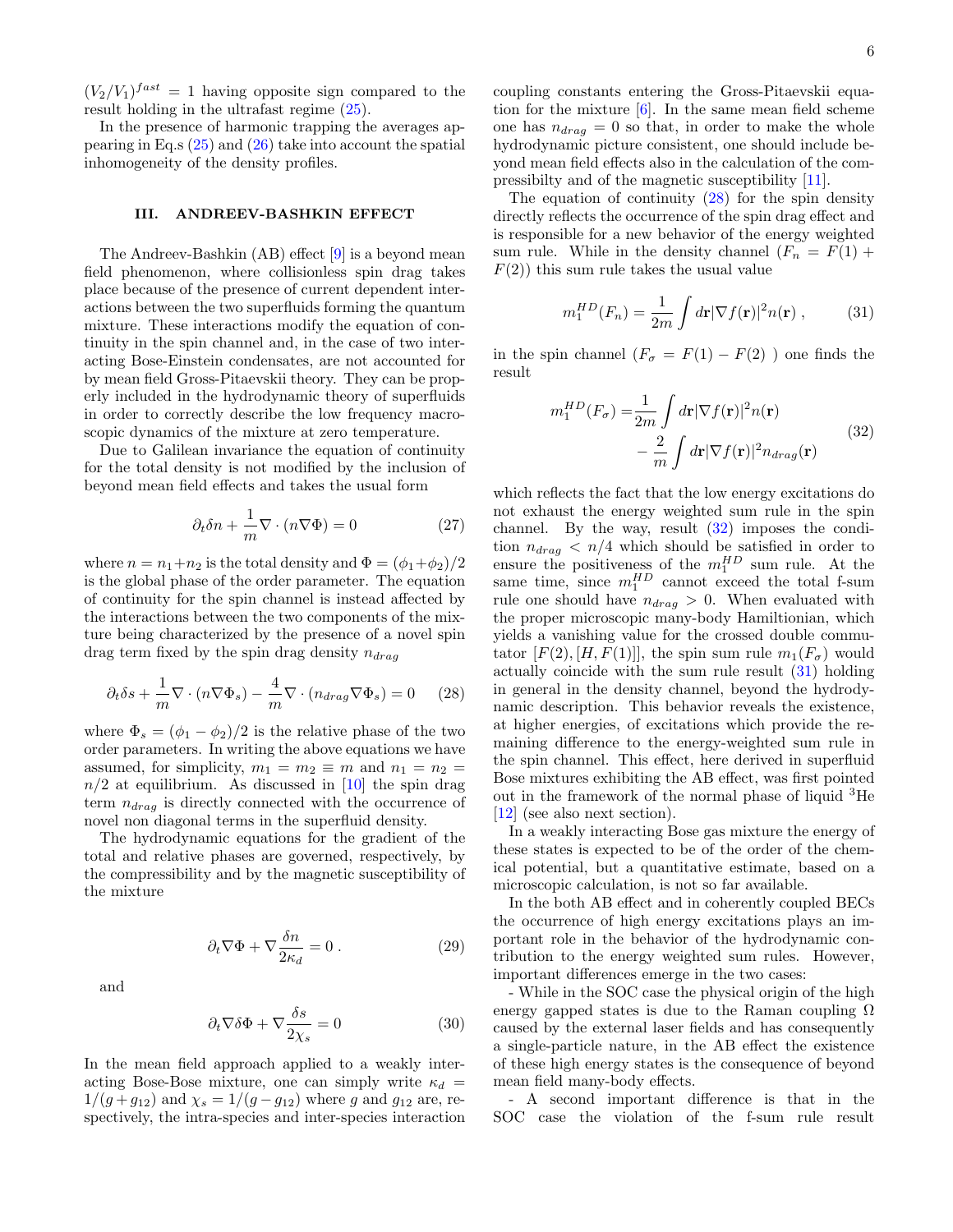$(V_2/V_1)^{fast} = 1$ having opposite sign compared to the result holding in the ultrafast regime (25).

In the presence of harmonic trapping the averages appearing in Eq.s (25) and (26) take into account the spatial inhomogeneity of the density profiles.

## III. ANDREEV-BASHKIN EFFECT

The Andreev-Bashkin (AB) effect [9] is a beyond mean field phenomenon, where collisionless spin drag takes place because of the presence of current dependent interactions between the two superfluids forming the quantum mixture. These interactions modify the equation of continuity in the spin channel and, in the case of two interacting Bose-Einstein condensates, are not accounted for by mean field Gross-Pitaevskii theory. They can be properly included in the hydrodynamic theory of superfluids in order to correctly describe the low frequency macroscopic dynamics of the mixture at zero temperature.

Due to Galilean invariance the equation of continuity for the total density is not modified by the inclusion of beyond mean field effects and takes the usual form

$$\partial_t \delta n + \frac{1}{m}\nabla\cdot(n\nabla\Phi) = 0 \tag{27}$$

where $n = n_1+n_2$ is the total density and $\Phi = (\phi_1+\phi_2)/2$ is the global phase of the order parameter. The equation of continuity for the spin channel is instead affected by the interactions between the two components of the mixture being characterized by the presence of a novel spin drag term fixed by the spin drag density $n_{drag}$

$$\partial_t \delta s + \frac{1}{m}\nabla\cdot(n\nabla\Phi_s) - \frac{4}{m}\nabla\cdot(n_{drag}\nabla\Phi_s) = 0 \tag{28}$$

where $\Phi_s = (\phi_1 - \phi_2)/2$ is the relative phase of the two order parameters. In writing the above equations we have assumed, for simplicity, $m_1 = m_2 \equiv m$ and $n_1 = n_2 = n/2$ at equilibrium. As discussed in [10] the spin drag term $n_{drag}$ is directly connected with the occurrence of novel non diagonal terms in the superfluid density.

The hydrodynamic equations for the gradient of the total and relative phases are governed, respectively, by the compressibility and by the magnetic susceptibility of the mixture

$$\partial_t \nabla\Phi + \nabla\frac{\delta n}{2\kappa_d} = 0\,. \tag{29}$$

and

$$\partial_t \nabla\delta\Phi + \nabla\frac{\delta s}{2\chi_s} = 0 \tag{30}$$

In the mean field approach applied to a weakly interacting Bose-Bose mixture, one can simply write $\kappa_d = 1/(g+g_{12})$ and $\chi_s = 1/(g-g_{12})$ where $g$ and $g_{12}$ are, respectively, the intra-species and inter-species interaction coupling constants entering the Gross-Pitaevskii equation for the mixture [6]. In the same mean field scheme one has $n_{drag} = 0$ so that, in order to make the whole hydrodynamic picture consistent, one should include beyond mean field effects also in the calculation of the compressibilty and of the magnetic susceptibility [11].

The equation of continuity (28) for the spin density directly reflects the occurrence of the spin drag effect and is responsible for a new behavior of the energy weighted sum rule. While in the density channel ($F_n = F(1) + F(2)$) this sum rule takes the usual value

$$m_1^{HD}(F_n) = \frac{1}{2m}\int d\mathbf{r}|\nabla f(\mathbf{r})|^2 n(\mathbf{r})\,, \tag{31}$$

in the spin channel ($F_\sigma = F(1) - F(2)$ ) one finds the result

$$\begin{aligned} m_1^{HD}(F_\sigma) =& \frac{1}{2m}\int d\mathbf{r}|\nabla f(\mathbf{r})|^2 n(\mathbf{r}) \\ &- \frac{2}{m}\int d\mathbf{r}|\nabla f(\mathbf{r})|^2 n_{drag}(\mathbf{r}) \end{aligned} \tag{32}$$

which reflects the fact that the low energy excitations do not exhaust the energy weighted sum rule in the spin channel. By the way, result (32) imposes the condition $n_{drag} < n/4$ which should be satisfied in order to ensure the positiveness of the $m_1^{HD}$ sum rule. At the same time, since $m_1^{HD}$ cannot exceed the total f-sum rule one should have $n_{drag} > 0$. When evaluated with the proper microscopic many-body Hamiltionian, which yields a vanishing value for the crossed double commutator $[F(2), [H, F(1)]]$, the spin sum rule $m_1(F_\sigma)$ would actually coincide with the sum rule result (31) holding in general in the density channel, beyond the hydrodynamic description. This behavior reveals the existence, at higher energies, of excitations which provide the remaining difference to the energy-weighted sum rule in the spin channel. This effect, here derived in superfluid Bose mixtures exhibiting the AB effect, was first pointed out in the framework of the normal phase of liquid $^3$He [12] (see also next section).

In a weakly interacting Bose gas mixture the energy of these states is expected to be of the order of the chemical potential, but a quantitative estimate, based on a microscopic calculation, is not so far available.

In the both AB effect and in coherently coupled BECs the occurrence of high energy excitations plays an important role in the behavior of the hydrodynamic contribution to the energy weighted sum rules. However, important differences emerge in the two cases:

- While in the SOC case the physical origin of the high energy gapped states is due to the Raman coupling $\Omega$ caused by the external laser fields and has consequently a single-particle nature, in the AB effect the existence of these high energy states is the consequence of beyond mean field many-body effects.

- A second important difference is that in the SOC case the violation of the f-sum rule result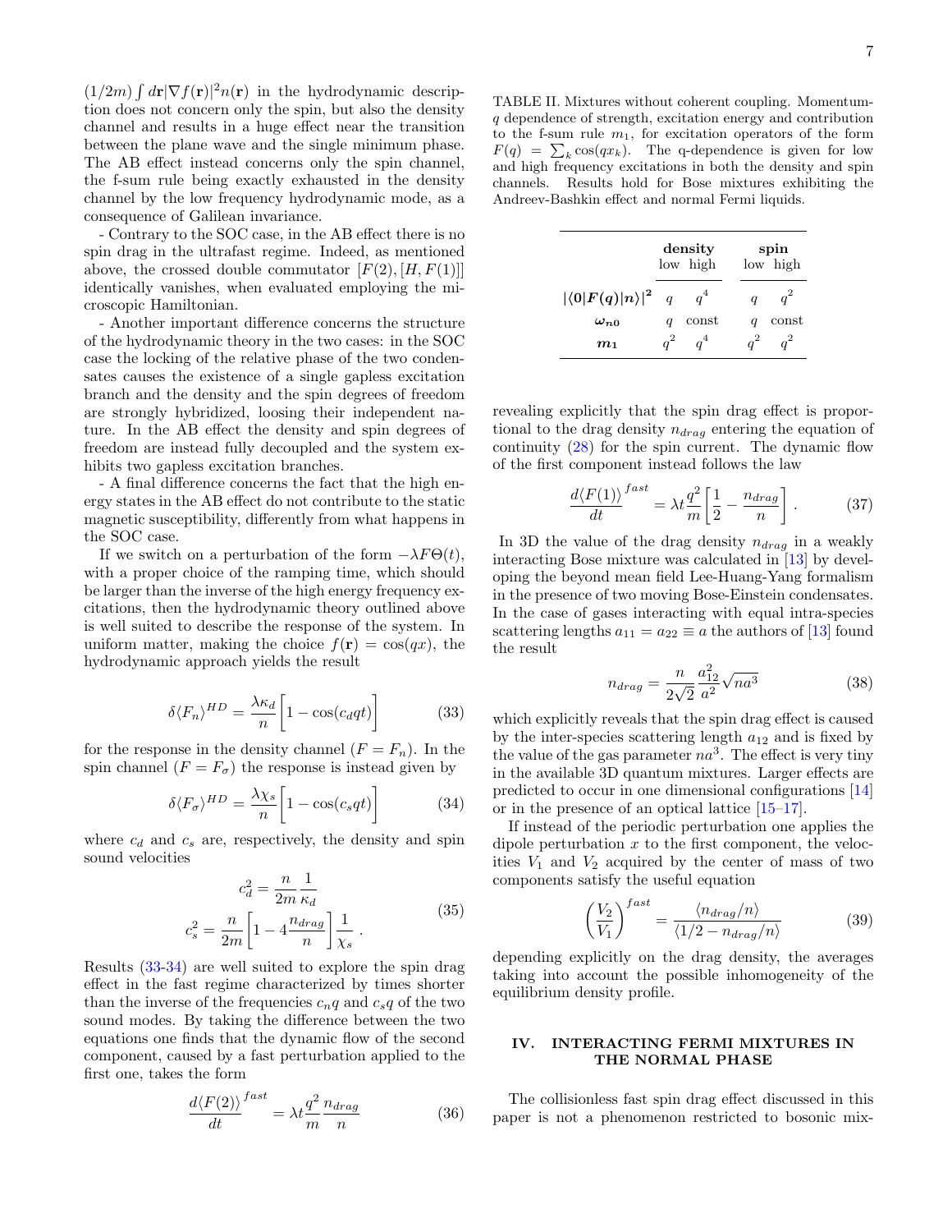$(1/2m)\int d\mathbf{r}|\nabla f(\mathbf{r})|^2 n(\mathbf{r})$ in the hydrodynamic description does not concern only the spin, but also the density channel and results in a huge effect near the transition between the plane wave and the single minimum phase. The AB effect instead concerns only the spin channel, the f-sum rule being exactly exhausted in the density channel by the low frequency hydrodynamic mode, as a consequence of Galilean invariance.

- Contrary to the SOC case, in the AB effect there is no spin drag in the ultrafast regime. Indeed, as mentioned above, the crossed double commutator $[F(2),[H,F(1)]]$ identically vanishes, when evaluated employing the microscopic Hamiltonian.

- Another important difference concerns the structure of the hydrodynamic theory in the two cases: in the SOC case the locking of the relative phase of the two condensates causes the existence of a single gapless excitation branch and the density and the spin degrees of freedom are strongly hybridized, loosing their independent nature. In the AB effect the density and spin degrees of freedom are instead fully decoupled and the system exhibits two gapless excitation branches.

- A final difference concerns the fact that the high energy states in the AB effect do not contribute to the static magnetic susceptibility, differently from what happens in the SOC case.

If we switch on a perturbation of the form $-\lambda F\Theta(t)$, with a proper choice of the ramping time, which should be larger than the inverse of the high energy frequency excitations, then the hydrodynamic theory outlined above is well suited to describe the response of the system. In uniform matter, making the choice $f(\mathbf{r})=\cos(qx)$, the hydrodynamic approach yields the result

$$\delta\langle F_n\rangle^{HD} = \frac{\lambda\kappa_d}{n}\left[1-\cos(c_d q t)\right] \tag{33}$$

for the response in the density channel ($F=F_n$). In the spin channel ($F=F_\sigma$) the response is instead given by

$$\delta\langle F_\sigma\rangle^{HD} = \frac{\lambda\chi_s}{n}\left[1-\cos(c_s q t)\right] \tag{34}$$

where $c_d$ and $c_s$ are, respectively, the density and spin sound velocities

$$\begin{aligned} c_d^2 &= \frac{n}{2m}\frac{1}{\kappa_d} \\ c_s^2 &= \frac{n}{2m}\left[1-4\frac{n_{drag}}{n}\right]\frac{1}{\chi_s}\,. \end{aligned} \tag{35}$$

Results (33-34) are well suited to explore the spin drag effect in the fast regime characterized by times shorter than the inverse of the frequencies $c_n q$ and $c_s q$ of the two sound modes. By taking the difference between the two equations one finds that the dynamic flow of the second component, caused by a fast perturbation applied to the first one, takes the form

$$\frac{d\langle F(2)\rangle}{dt}^{fast} = \lambda t\frac{q^2}{m}\frac{n_{drag}}{n} \tag{36}$$

TABLE II. Mixtures without coherent coupling. Momentum-$q$ dependence of strength, excitation energy and contribution to the f-sum rule $m_1$, for excitation operators of the form $F(q)=\sum_k\cos(qx_k)$. The q-dependence is given for low and high frequency excitations in both the density and spin channels. Results hold for Bose mixtures exhibiting the Andreev-Bashkin effect and normal Fermi liquids.

| | **density** | | **spin** | |
|---|---|---|---|---|
| | low | high | low | high |
| $\mathbf{\vert\langle 0\vert F(q)\vert n\rangle\vert^2}$ | $q$ | $q^4$ | $q$ | $q^2$ |
| $\boldsymbol{\omega_{n0}}$ | $q$ | const | $q$ | const |
| $\boldsymbol{m_1}$ | $q^2$ | $q^4$ | $q^2$ | $q^2$ |

revealing explicitly that the spin drag effect is proportional to the drag density $n_{drag}$ entering the equation of continuity (28) for the spin current. The dynamic flow of the first component instead follows the law

$$\frac{d\langle F(1)\rangle}{dt}^{fast} = \lambda t\frac{q^2}{m}\left[\frac{1}{2}-\frac{n_{drag}}{n}\right]. \tag{37}$$

In 3D the value of the drag density $n_{drag}$ in a weakly interacting Bose mixture was calculated in [13] by developing the beyond mean field Lee-Huang-Yang formalism in the presence of two moving Bose-Einstein condensates. In the case of gases interacting with equal intra-species scattering lengths $a_{11}=a_{22}\equiv a$ the authors of [13] found the result

$$n_{drag} = \frac{n}{2\sqrt{2}}\frac{a_{12}^2}{a^2}\sqrt{na^3} \tag{38}$$

which explicitly reveals that the spin drag effect is caused by the inter-species scattering length $a_{12}$ and is fixed by the value of the gas parameter $na^3$. The effect is very tiny in the available 3D quantum mixtures. Larger effects are predicted to occur in one dimensional configurations [14] or in the presence of an optical lattice [15–17].

If instead of the periodic perturbation one applies the dipole perturbation $x$ to the first component, the velocities $V_1$ and $V_2$ acquired by the center of mass of two components satisfy the useful equation

$$\left(\frac{V_2}{V_1}\right)^{fast} = \frac{\langle n_{drag}/n\rangle}{\langle 1/2-n_{drag}/n\rangle} \tag{39}$$

depending explicitly on the drag density, the averages taking into account the possible inhomogeneity of the equilibrium density profile.

## IV. INTERACTING FERMI MIXTURES IN THE NORMAL PHASE

The collisionless fast spin drag effect discussed in this paper is not a phenomenon restricted to bosonic mix-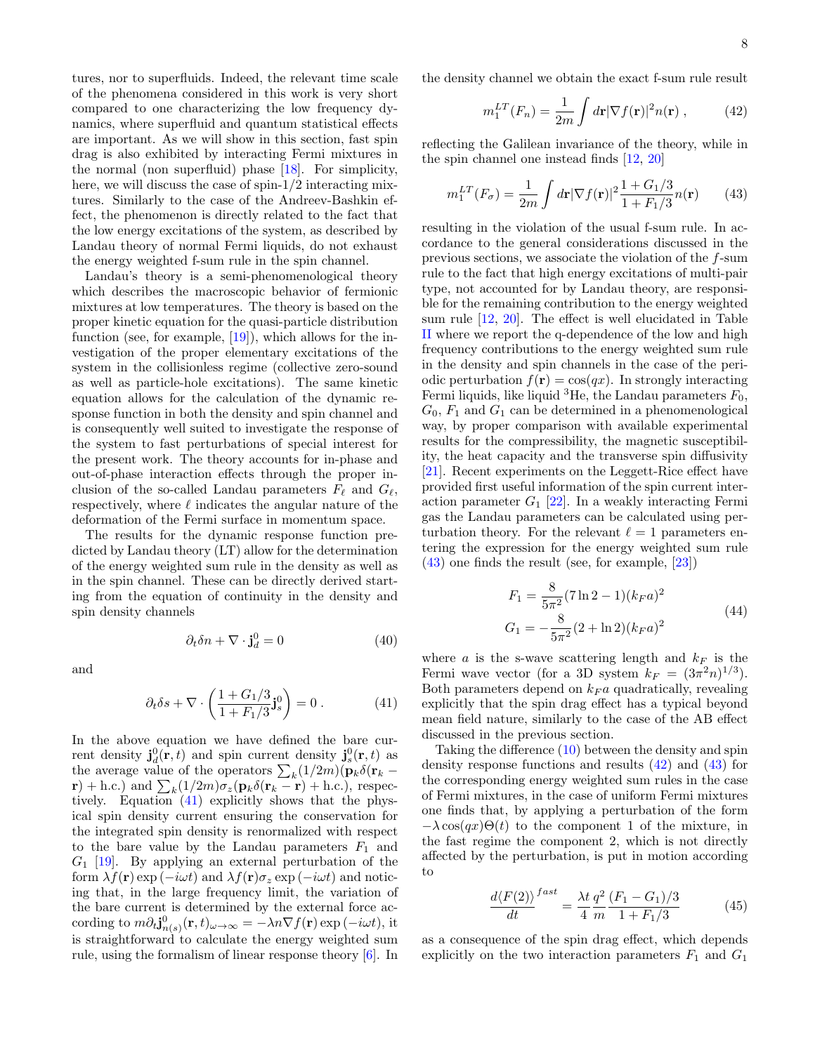tures, nor to superfluids. Indeed, the relevant time scale of the phenomena considered in this work is very short compared to one characterizing the low frequency dynamics, where superfluid and quantum statistical effects are important. As we will show in this section, fast spin drag is also exhibited by interacting Fermi mixtures in the normal (non superfluid) phase [18]. For simplicity, here, we will discuss the case of spin-1/2 interacting mixtures. Similarly to the case of the Andreev-Bashkin effect, the phenomenon is directly related to the fact that the low energy excitations of the system, as described by Landau theory of normal Fermi liquids, do not exhaust the energy weighted f-sum rule in the spin channel.

Landau's theory is a semi-phenomenological theory which describes the macroscopic behavior of fermionic mixtures at low temperatures. The theory is based on the proper kinetic equation for the quasi-particle distribution function (see, for example, [19]), which allows for the investigation of the proper elementary excitations of the system in the collisionless regime (collective zero-sound as well as particle-hole excitations). The same kinetic equation allows for the calculation of the dynamic response function in both the density and spin channel and is consequently well suited to investigate the response of the system to fast perturbations of special interest for the present work. The theory accounts for in-phase and out-of-phase interaction effects through the proper inclusion of the so-called Landau parameters $F_\ell$ and $G_\ell$, respectively, where $\ell$ indicates the angular nature of the deformation of the Fermi surface in momentum space.

The results for the dynamic response function predicted by Landau theory (LT) allow for the determination of the energy weighted sum rule in the density as well as in the spin channel. These can be directly derived starting from the equation of continuity in the density and spin density channels

$$\partial_t \delta n + \nabla \cdot \mathbf{j}^0_d = 0 \qquad (40)$$

and

$$\partial_t \delta s + \nabla \cdot \left( \frac{1 + G_1/3}{1 + F_1/3} \mathbf{j}^0_s \right) = 0 \,. \qquad (41)$$

In the above equation we have defined the bare current density $\mathbf{j}^0_d(\mathbf{r}, t)$ and spin current density $\mathbf{j}^0_s(\mathbf{r}, t)$ as the average value of the operators $\sum_k (1/2m)(\mathbf{p}_k \delta(\mathbf{r}_k - \mathbf{r}) + \text{h.c.})$ and $\sum_k (1/2m)\sigma_z(\mathbf{p}_k \delta(\mathbf{r}_k - \mathbf{r}) + \text{h.c.})$, respectively. Equation (41) explicitly shows that the physical spin density current ensuring the conservation for the integrated spin density is renormalized with respect to the bare value by the Landau parameters $F_1$ and $G_1$ [19]. By applying an external perturbation of the form $\lambda f(\mathbf{r}) \exp(-i\omega t)$ and $\lambda f(\mathbf{r})\sigma_z \exp(-i\omega t)$ and noticing that, in the large frequency limit, the variation of the bare current is determined by the external force according to $m\partial_t \mathbf{j}^0_{n(s)}(\mathbf{r}, t)_{\omega\to\infty} = -\lambda n \nabla f(\mathbf{r}) \exp(-i\omega t)$, it is straightforward to calculate the energy weighted sum rule, using the formalism of linear response theory [6]. In the density channel we obtain the exact f-sum rule result

$$m_1^{LT}(F_n) = \frac{1}{2m} \int d\mathbf{r} |\nabla f(\mathbf{r})|^2 n(\mathbf{r}) \,, \qquad (42)$$

reflecting the Galilean invariance of the theory, while in the spin channel one instead finds [12, 20]

$$m_1^{LT}(F_\sigma) = \frac{1}{2m} \int d\mathbf{r} |\nabla f(\mathbf{r})|^2 \frac{1 + G_1/3}{1 + F_1/3} n(\mathbf{r}) \qquad (43)$$

resulting in the violation of the usual f-sum rule. In accordance to the general considerations discussed in the previous sections, we associate the violation of the $f$-sum rule to the fact that high energy excitations of multi-pair type, not accounted for by Landau theory, are responsible for the remaining contribution to the energy weighted sum rule [12, 20]. The effect is well elucidated in Table II where we report the q-dependence of the low and high frequency contributions to the energy weighted sum rule in the density and spin channels in the case of the periodic perturbation $f(\mathbf{r}) = \cos(qx)$. In strongly interacting Fermi liquids, like liquid $^3$He, the Landau parameters $F_0$, $G_0$, $F_1$ and $G_1$ can be determined in a phenomenological way, by proper comparison with available experimental results for the compressibility, the magnetic susceptibility, the heat capacity and the transverse spin diffusivity [21]. Recent experiments on the Leggett-Rice effect have provided first useful information of the spin current interaction parameter $G_1$ [22]. In a weakly interacting Fermi gas the Landau parameters can be calculated using perturbation theory. For the relevant $\ell = 1$ parameters entering the expression for the energy weighted sum rule (43) one finds the result (see, for example, [23])

$$\begin{aligned} F_1 &= \frac{8}{5\pi^2}(7\ln 2 - 1)(k_F a)^2 \\ G_1 &= -\frac{8}{5\pi^2}(2 + \ln 2)(k_F a)^2 \end{aligned} \qquad (44)$$

where $a$ is the s-wave scattering length and $k_F$ is the Fermi wave vector (for a 3D system $k_F = (3\pi^2 n)^{1/3}$). Both parameters depend on $k_F a$ quadratically, revealing explicitly that the spin drag effect has a typical beyond mean field nature, similarly to the case of the AB effect discussed in the previous section.

Taking the difference (10) between the density and spin density response functions and results (42) and (43) for the corresponding energy weighted sum rules in the case of Fermi mixtures, in the case of uniform Fermi mixtures one finds that, by applying a perturbation of the form $-\lambda \cos(qx)\Theta(t)$ to the component 1 of the mixture, in the fast regime the component 2, which is not directly affected by the perturbation, is put in motion according to

$$\frac{d\langle F(2)\rangle}{dt}^{fast} = \frac{\lambda t}{4} \frac{q^2}{m} \frac{(F_1 - G_1)/3}{1 + F_1/3} \qquad (45)$$

as a consequence of the spin drag effect, which depends explicitly on the two interaction parameters $F_1$ and $G_1$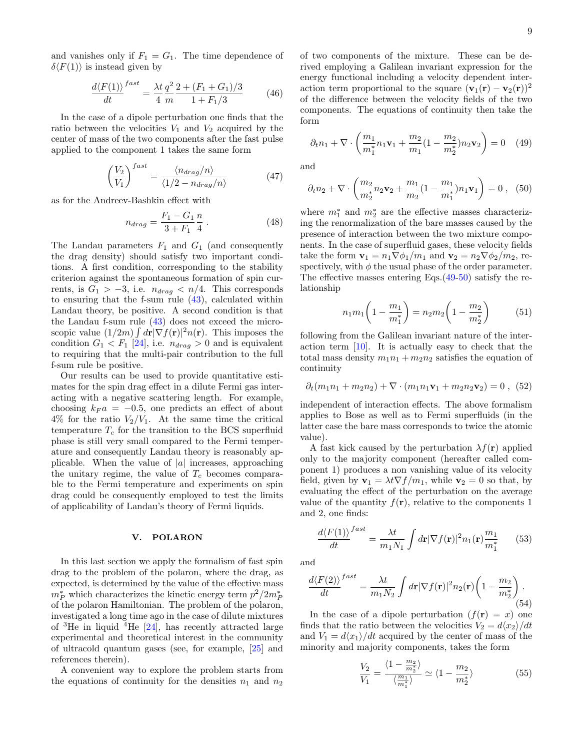and vanishes only if $F_1 = G_1$. The time dependence of $\delta\langle F(1)\rangle$ is instead given by

$$\frac{d\langle F(1)\rangle}{dt}^{fast} = \frac{\lambda t}{4}\frac{q^2}{m}\frac{2+(F_1+G_1)/3}{1+F_1/3} \tag{46}$$

In the case of a dipole perturbation one finds that the ratio between the velocities $V_1$ and $V_2$ acquired by the center of mass of the two components after the fast pulse applied to the component 1 takes the same form

$$\left(\frac{V_2}{V_1}\right)^{fast} = \frac{\langle n_{drag}/n\rangle}{\langle 1/2 - n_{drag}/n\rangle} \tag{47}$$

as for the Andreev-Bashkin effect with

$$n_{drag} = \frac{F_1 - G_1}{3+F_1}\frac{n}{4}\,. \tag{48}$$

The Landau parameters $F_1$ and $G_1$ (and consequently the drag density) should satisfy two important conditions. A first condition, corresponding to the stability criterion against the spontaneous formation of spin currents, is $G_1 > -3$, i.e. $n_{drag} < n/4$. This corresponds to ensuring that the f-sum rule (43), calculated within Landau theory, be positive. A second condition is that the Landau f-sum rule (43) does not exceed the microscopic value $(1/2m)\int d\mathbf{r}|\nabla f(\mathbf{r})|^2 n(\mathbf{r})$. This imposes the condition $G_1 < F_1$ [24], i.e. $n_{drag} > 0$ and is equivalent to requiring that the multi-pair contribution to the full f-sum rule be positive.

Our results can be used to provide quantitative estimates for the spin drag effect in a dilute Fermi gas interacting with a negative scattering length. For example, choosing $k_F a = -0.5$, one predicts an effect of about 4% for the ratio $V_2/V_1$. At the same time the critical temperature $T_c$ for the transition to the BCS superfluid phase is still very small compared to the Fermi temperature and consequently Landau theory is reasonably applicable. When the value of $|a|$ increases, approaching the unitary regime, the value of $T_c$ becomes comparable to the Fermi temperature and experiments on spin drag could be consequently employed to test the limits of applicability of Landau's theory of Fermi liquids.

## V. POLARON

In this last section we apply the formalism of fast spin drag to the problem of the polaron, where the drag, as expected, is determined by the value of the effective mass $m_P^*$ which characterizes the kinetic energy term $p^2/2m_P^*$ of the polaron Hamiltonian. The problem of the polaron, investigated a long time ago in the case of dilute mixtures of $^3$He in liquid $^4$He [24], has recently attracted large experimental and theoretical interest in the community of ultracold quantum gases (see, for example, [25] and references therein).

A convenient way to explore the problem starts from the equations of continuity for the densities $n_1$ and $n_2$ of two components of the mixture. These can be derived employing a Galilean invariant expression for the energy functional including a velocity dependent interaction term proportional to the square $(\mathbf{v}_1(\mathbf{r}) - \mathbf{v}_2(\mathbf{r}))^2$ of the difference between the velocity fields of the two components. The equations of continuity then take the form

$$\partial_t n_1 + \nabla\cdot\left(\frac{m_1}{m_1^*}n_1\mathbf{v}_1 + \frac{m_2}{m_1}(1-\frac{m_2}{m_2^*})n_2\mathbf{v}_2\right) = 0 \tag{49}$$

and

$$\partial_t n_2 + \nabla\cdot\left(\frac{m_2}{m_2^*}n_2\mathbf{v}_2 + \frac{m_1}{m_2}(1-\frac{m_1}{m_1^*})n_1\mathbf{v}_1\right) = 0\,, \tag{50}$$

where $m_1^*$ and $m_2^*$ are the effective masses characterizing the renormalization of the bare masses caused by the presence of interaction between the two mixture components. In the case of superfluid gases, these velocity fields take the form $\mathbf{v}_1 = n_1\nabla\phi_1/m_1$ and $\mathbf{v}_2 = n_2\nabla\phi_2/m_2$, respectively, with $\phi$ the usual phase of the order parameter. The effective masses entering Eqs.(49-50) satisfy the relationship

$$n_1 m_1\left(1-\frac{m_1}{m_1^*}\right) = n_2 m_2\left(1-\frac{m_2}{m_2^*}\right) \tag{51}$$

following from the Galilean invariant nature of the interaction term [10]. It is actually easy to check that the total mass density $m_1n_1 + m_2n_2$ satisfies the equation of continuity

$$\partial_t(m_1n_1 + m_2n_2) + \nabla\cdot(m_1n_1\mathbf{v}_1 + m_2n_2\mathbf{v}_2) = 0\,, \tag{52}$$

independent of interaction effects. The above formalism applies to Bose as well as to Fermi superfluids (in the latter case the bare mass corresponds to twice the atomic value).

A fast kick caused by the perturbation $\lambda f(\mathbf{r})$ applied only to the majority component (hereafter called component 1) produces a non vanishing value of its velocity field, given by $\mathbf{v}_1 = \lambda t\nabla f/m_1$, while $\mathbf{v}_2 = 0$ so that, by evaluating the effect of the perturbation on the average value of the quantity $f(\mathbf{r})$, relative to the components 1 and 2, one finds:

$$\frac{d\langle F(1)\rangle}{dt}^{fast} = \frac{\lambda t}{m_1 N_1}\int d\mathbf{r}|\nabla f(\mathbf{r})|^2 n_1(\mathbf{r})\frac{m_1}{m_1^*} \tag{53}$$

and

$$\frac{d\langle F(2)\rangle}{dt}^{fast} = \frac{\lambda t}{m_1 N_2}\int d\mathbf{r}|\nabla f(\mathbf{r})|^2 n_2(\mathbf{r})\left(1-\frac{m_2}{m_2^*}\right). \tag{54}$$

In the case of a dipole perturbation ($f(\mathbf{r}) = x$) one finds that the ratio between the velocities $V_2 = d\langle x_2\rangle/dt$ and $V_1 = d\langle x_1\rangle/dt$ acquired by the center of mass of the minority and majority components, takes the form

$$\frac{V_2}{V_1} = \frac{\langle 1-\frac{m_2}{m_2^*}\rangle}{\langle\frac{m_1}{m_1^*}\rangle} \simeq \langle 1-\frac{m_2}{m_2^*}\rangle \tag{55}$$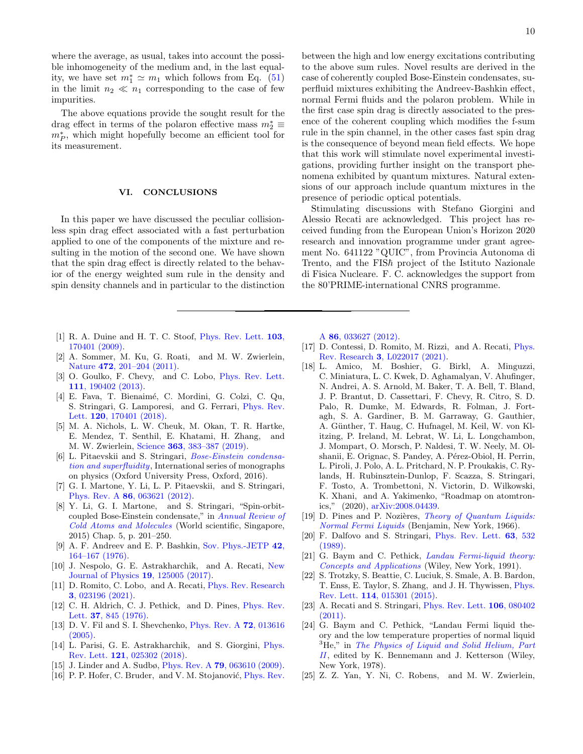where the average, as usual, takes into account the possible inhomogeneity of the medium and, in the last equality, we have set $m_1^* \simeq m_1$ which follows from Eq. (51) in the limit $n_2 \ll n_1$ corresponding to the case of few impurities.

The above equations provide the sought result for the drag effect in terms of the polaron effective mass $m_2^* \equiv m_P^*$, which might hopefully become an efficient tool for its measurement.

## VI. CONCLUSIONS

In this paper we have discussed the peculiar collisionless spin drag effect associated with a fast perturbation applied to one of the components of the mixture and resulting in the motion of the second one. We have shown that the spin drag effect is directly related to the behavior of the energy weighted sum rule in the density and spin density channels and in particular to the distinction between the high and low energy excitations contributing to the above sum rules. Novel results are derived in the case of coherently coupled Bose-Einstein condensates, superfluid mixtures exhibiting the Andreev-Bashkin effect, normal Fermi fluids and the polaron problem. While in the first case spin drag is directly associated to the presence of the coherent coupling which modifies the f-sum rule in the spin channel, in the other cases fast spin drag is the consequence of beyond mean field effects. We hope that this work will stimulate novel experimental investigations, providing further insight on the transport phenomena exhibited by quantum mixtures. Natural extensions of our approach include quantum mixtures in the presence of periodic optical potentials.

Stimulating discussions with Stefano Giorgini and Alessio Recati are acknowledged. This project has received funding from the European Union's Horizon 2020 research and innovation programme under grant agreement No. 641122 "QUIC", from Provincia Autonoma di Trento, and the FIS$\hbar$ project of the Istituto Nazionale di Fisica Nucleare. F. C. acknowledges the support from the 80'PRIME-international CNRS programme.

---

[1] R. A. Duine and H. T. C. Stoof, Phys. Rev. Lett. **103**, 170401 (2009).

[2] A. Sommer, M. Ku, G. Roati, and M. W. Zwierlein, Nature **472**, 201–204 (2011).

[3] O. Goulko, F. Chevy, and C. Lobo, Phys. Rev. Lett. **111**, 190402 (2013).

[4] E. Fava, T. Bienaimé, C. Mordini, G. Colzi, C. Qu, S. Stringari, G. Lamporesi, and G. Ferrari, Phys. Rev. Lett. **120**, 170401 (2018).

[5] M. A. Nichols, L. W. Cheuk, M. Okan, T. R. Hartke, E. Mendez, T. Senthil, E. Khatami, H. Zhang, and M. W. Zwierlein, Science **363**, 383–387 (2019).

[6] L. Pitaevskii and S. Stringari, *Bose-Einstein condensation and superfluidity*, International series of monographs on physics (Oxford University Press, Oxford, 2016).

[7] G. I. Martone, Y. Li, L. P. Pitaevskii, and S. Stringari, Phys. Rev. A **86**, 063621 (2012).

[8] Y. Li, G. I. Martone, and S. Stringari, "Spin-orbit-coupled Bose-Einstein condensate," in *Annual Review of Cold Atoms and Molecules* (World scientific, Singapore, 2015) Chap. 5, p. 201–250.

[9] A. F. Andreev and E. P. Bashkin, Sov. Phys.-JETP **42**, 164–167 (1976).

[10] J. Nespolo, G. E. Astrakharchik, and A. Recati, New Journal of Physics **19**, 125005 (2017).

[11] D. Romito, C. Lobo, and A. Recati, Phys. Rev. Research **3**, 023196 (2021).

[12] C. H. Aldrich, C. J. Pethick, and D. Pines, Phys. Rev. Lett. **37**, 845 (1976).

[13] D. V. Fil and S. I. Shevchenko, Phys. Rev. A **72**, 013616 (2005).

[14] L. Parisi, G. E. Astrakharchik, and S. Giorgini, Phys. Rev. Lett. **121**, 025302 (2018).

[15] J. Linder and A. Sudbø, Phys. Rev. A **79**, 063610 (2009).

[16] P. P. Hofer, C. Bruder, and V. M. Stojanović, Phys. Rev. A **86**, 033627 (2012).

[17] D. Contessi, D. Romito, M. Rizzi, and A. Recati, Phys. Rev. Research **3**, L022017 (2021).

[18] L. Amico, M. Boshier, G. Birkl, A. Minguzzi, C. Miniatura, L. C. Kwek, D. Aghamalyan, V. Ahufinger, N. Andrei, A. S. Arnold, M. Baker, T. A. Bell, T. Bland, J. P. Brantut, D. Cassettari, F. Chevy, R. Citro, S. D. Palo, R. Dumke, M. Edwards, R. Folman, J. Fortagh, S. A. Gardiner, B. M. Garraway, G. Gauthier, A. Günther, T. Haug, C. Hufnagel, M. Keil, W. von Klitzing, P. Ireland, M. Lebrat, W. Li, L. Longchambon, J. Mompart, O. Morsch, P. Naldesi, T. W. Neely, M. Olshanii, E. Orignac, S. Pandey, A. Pérez-Obiol, H. Perrin, L. Piroli, J. Polo, A. L. Pritchard, N. P. Proukakis, C. Rylands, H. Rubinsztein-Dunlop, F. Scazza, S. Stringari, F. Tosto, A. Trombettoni, N. Victorin, D. Wilkowski, K. Xhani, and A. Yakimenko, "Roadmap on atomtronics," (2020), arXiv:2008.04439.

[19] D. Pines and P. Nozières, *Theory of Quantum Liquids: Normal Fermi Liquids* (Benjamin, New York, 1966).

[20] F. Dalfovo and S. Stringari, Phys. Rev. Lett. **63**, 532 (1989).

[21] G. Baym and C. Pethick, *Landau Fermi-liquid theory: Concepts and Applications* (Wiley, New York, 1991).

[22] S. Trotzky, S. Beattie, C. Luciuk, S. Smale, A. B. Bardon, T. Enss, E. Taylor, S. Zhang, and J. H. Thywissen, Phys. Rev. Lett. **114**, 015301 (2015).

[23] A. Recati and S. Stringari, Phys. Rev. Lett. **106**, 080402 (2011).

[24] G. Baym and C. Pethick, "Landau Fermi liquid theory and the low temperature properties of normal liquid $^3$He," in *The Physics of Liquid and Solid Helium, Part II*, edited by K. Bennemann and J. Ketterson (Wiley, New York, 1978).

[25] Z. Z. Yan, Y. Ni, C. Robens, and M. W. Zwierlein,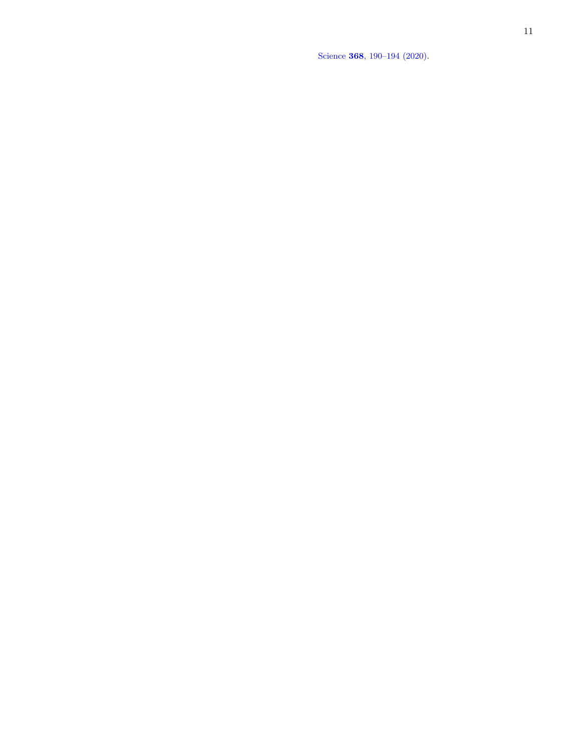Science **368**, 190–194 (2020).